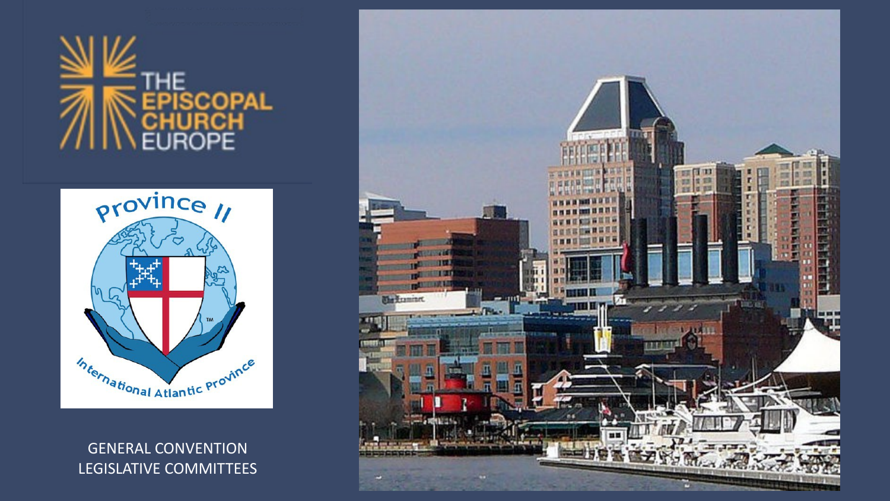THE EPISCOPAL CHURCH EUROPE

Province II

International Atlantic Province

GENERAL CONVENTION LEGISLATIVE COMMITTEES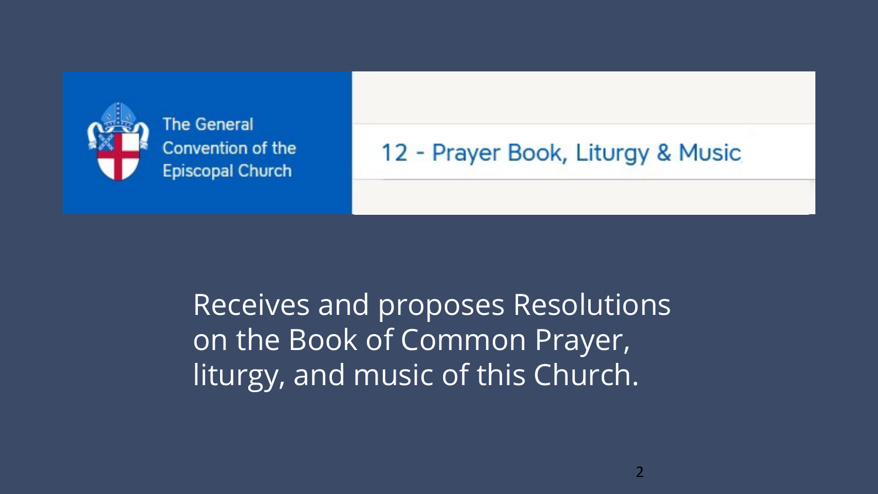The General Convention of the Episcopal Church

## 12 - Prayer Book, Liturgy & Music

Receives and proposes Resolutions on the Book of Common Prayer, liturgy, and music of this Church.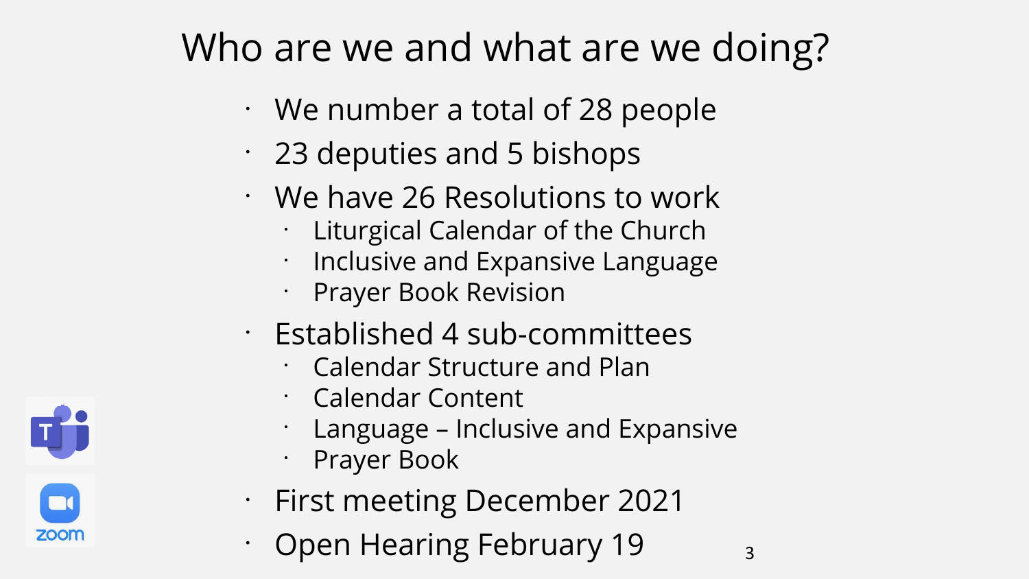# Who are we and what are we doing?

- We number a total of 28 people
- 23 deputies and 5 bishops
- We have 26 Resolutions to work
  - Liturgical Calendar of the Church
  - Inclusive and Expansive Language
  - Prayer Book Revision
- Established 4 sub-committees
  - Calendar Structure and Plan
  - Calendar Content
  - Language – Inclusive and Expansive
  - Prayer Book
- First meeting December 2021
- Open Hearing February 19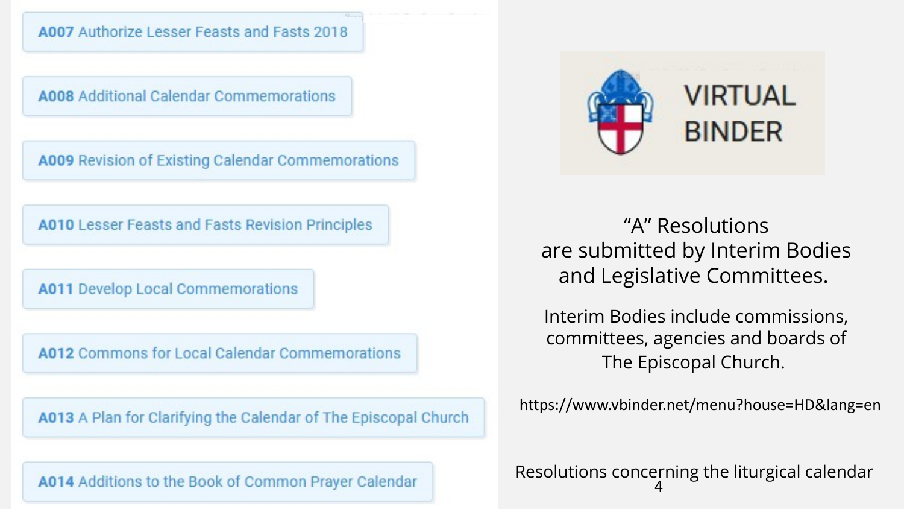- **A007** Authorize Lesser Feasts and Fasts 2018
- **A008** Additional Calendar Commemorations
- **A009** Revision of Existing Calendar Commemorations
- **A010** Lesser Feasts and Fasts Revision Principles
- **A011** Develop Local Commemorations
- **A012** Commons for Local Calendar Commemorations
- **A013** A Plan for Clarifying the Calendar of The Episcopal Church
- **A014** Additions to the Book of Common Prayer Calendar

VIRTUAL BINDER

"A" Resolutions are submitted by Interim Bodies and Legislative Committees.

Interim Bodies include commissions, committees, agencies and boards of The Episcopal Church.

https://www.vbinder.net/menu?house=HD&lang=en

Resolutions concerning the liturgical calendar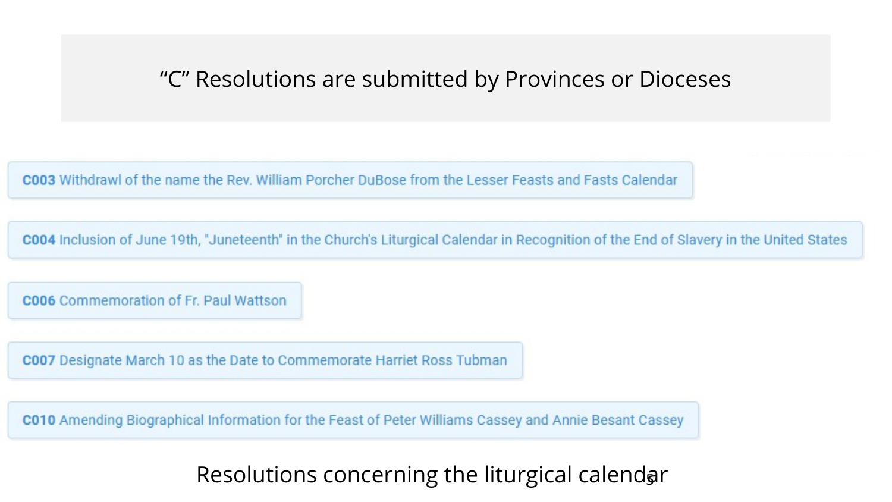## "C" Resolutions are submitted by Provinces or Dioceses

- **C003** Withdrawl of the name the Rev. William Porcher DuBose from the Lesser Feasts and Fasts Calendar
- **C004** Inclusion of June 19th, "Juneteenth" in the Church's Liturgical Calendar in Recognition of the End of Slavery in the United States
- **C006** Commemoration of Fr. Paul Wattson
- **C007** Designate March 10 as the Date to Commemorate Harriet Ross Tubman
- **C010** Amending Biographical Information for the Feast of Peter Williams Cassey and Annie Besant Cassey

Resolutions concerning the liturgical calendar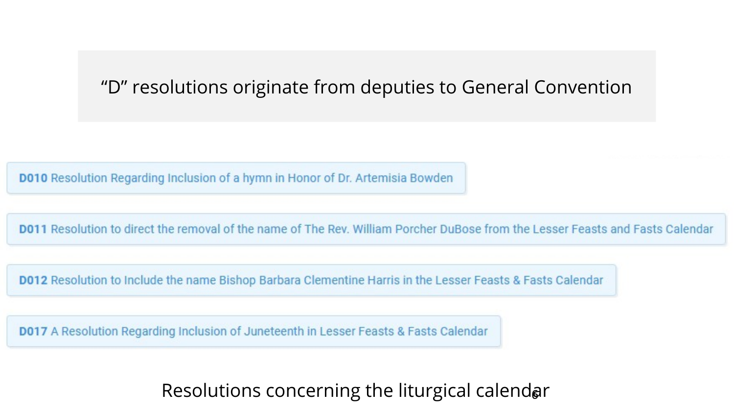"D" resolutions originate from deputies to General Convention

**D010** Resolution Regarding Inclusion of a hymn in Honor of Dr. Artemisia Bowden

**D011** Resolution to direct the removal of the name of The Rev. William Porcher DuBose from the Lesser Feasts and Fasts Calendar

**D012** Resolution to Include the name Bishop Barbara Clementine Harris in the Lesser Feasts & Fasts Calendar

**D017** A Resolution Regarding Inclusion of Juneteenth in Lesser Feasts & Fasts Calendar

Resolutions concerning the liturgical calendar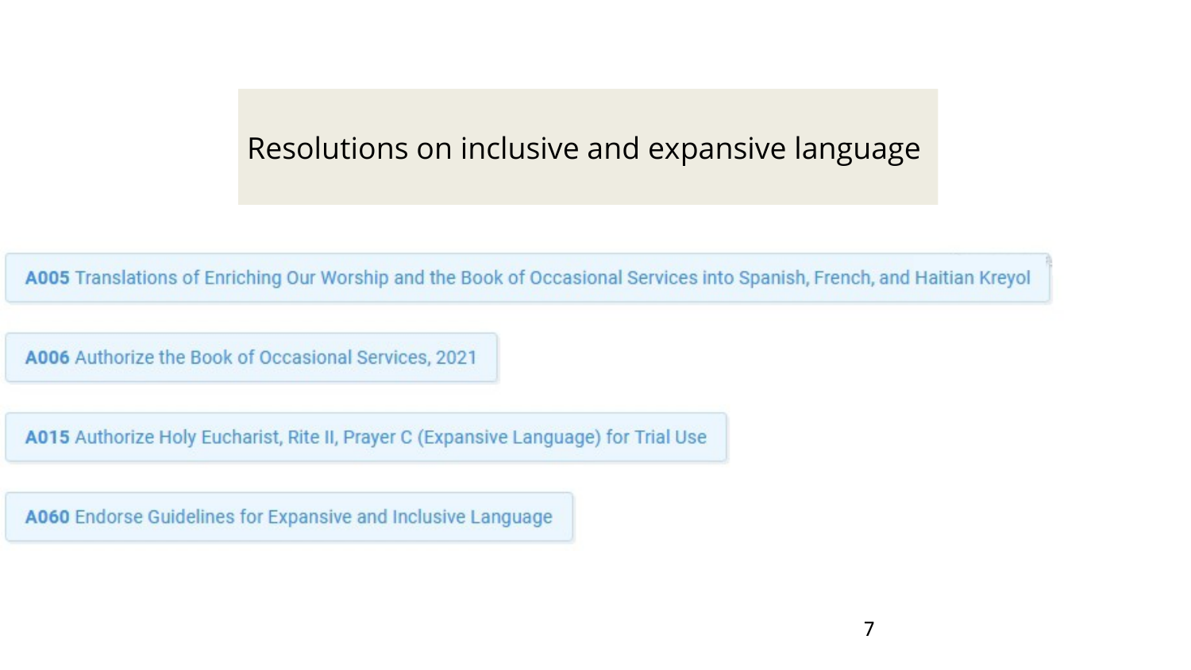# Resolutions on inclusive and expansive language

**A005** Translations of Enriching Our Worship and the Book of Occasional Services into Spanish, French, and Haitian Kreyol

**A006** Authorize the Book of Occasional Services, 2021

**A015** Authorize Holy Eucharist, Rite II, Prayer C (Expansive Language) for Trial Use

**A060** Endorse Guidelines for Expansive and Inclusive Language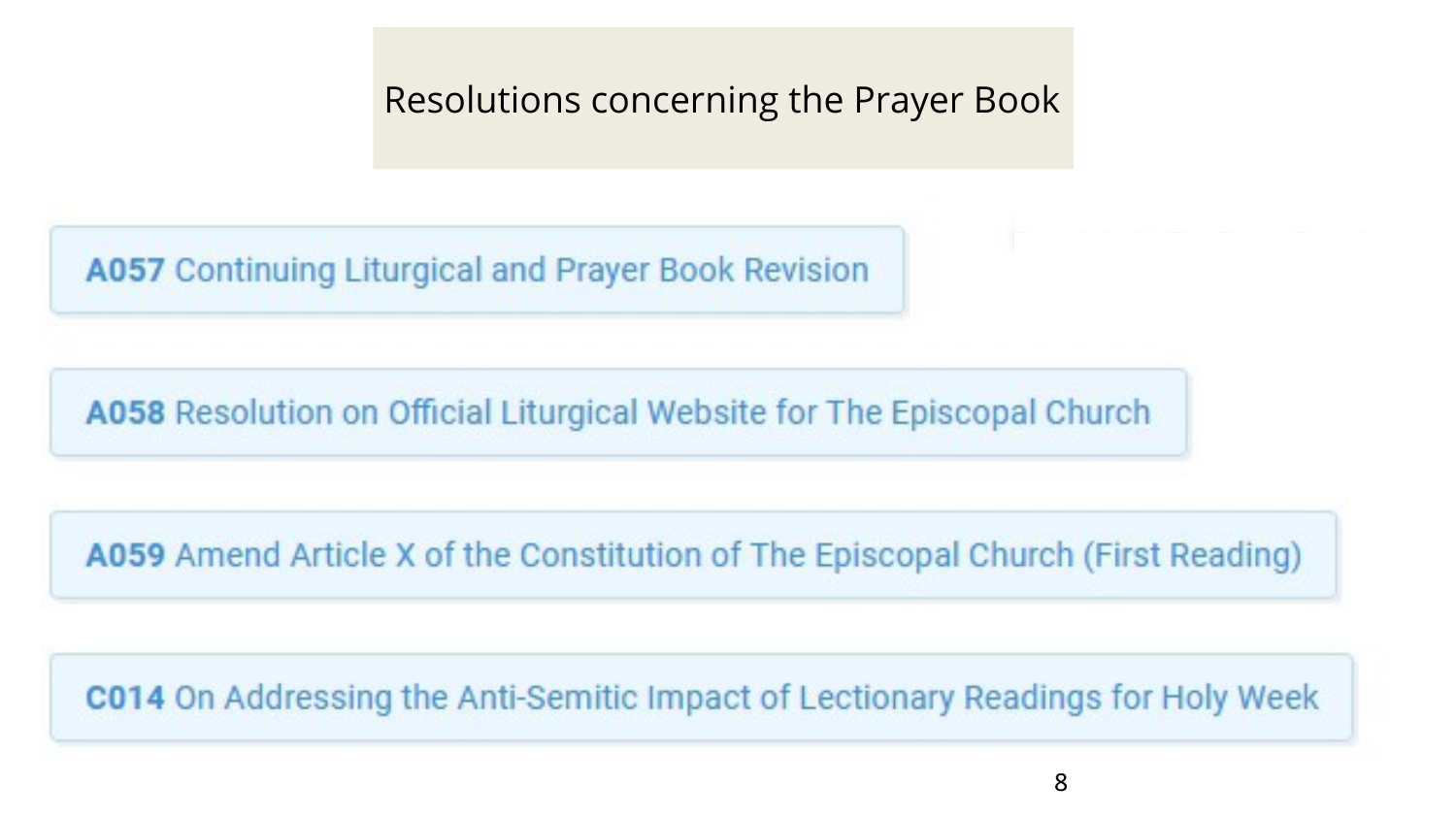# Resolutions concerning the Prayer Book

**A057** Continuing Liturgical and Prayer Book Revision

**A058** Resolution on Official Liturgical Website for The Episcopal Church

**A059** Amend Article X of the Constitution of The Episcopal Church (First Reading)

**C014** On Addressing the Anti-Semitic Impact of Lectionary Readings for Holy Week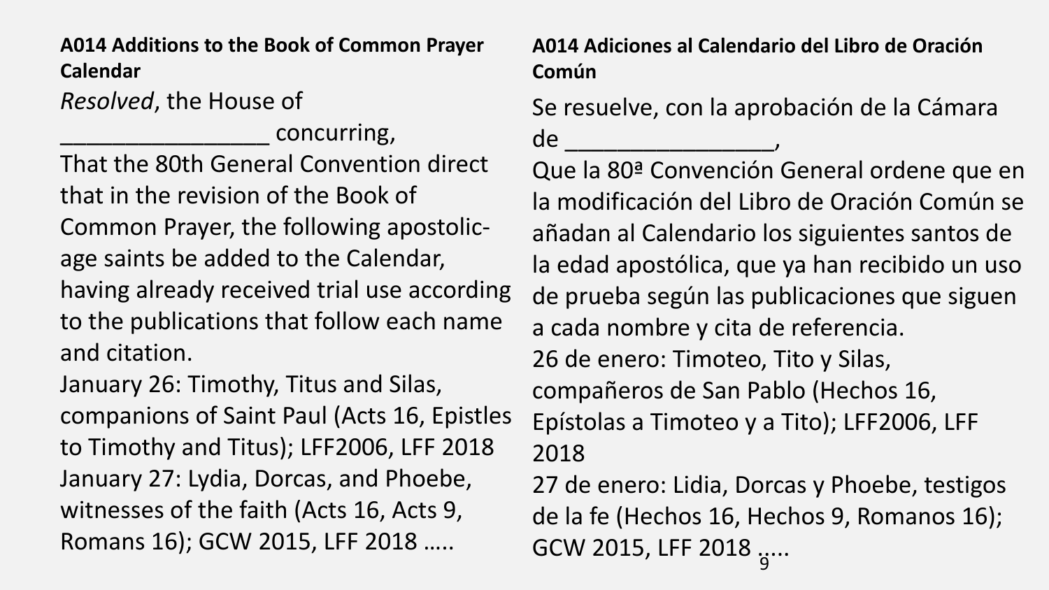**A014 Additions to the Book of Common Prayer Calendar**

*Resolved*, the House of ________________ concurring,

That the 80th General Convention direct that in the revision of the Book of Common Prayer, the following apostolic-age saints be added to the Calendar, having already received trial use according to the publications that follow each name and citation.

January 26: Timothy, Titus and Silas, companions of Saint Paul (Acts 16, Epistles to Timothy and Titus); LFF2006, LFF 2018

January 27: Lydia, Dorcas, and Phoebe, witnesses of the faith (Acts 16, Acts 9, Romans 16); GCW 2015, LFF 2018 …..

**A014 Adiciones al Calendario del Libro de Oración Común**

Se resuelve, con la aprobación de la Cámara de ________________,

Que la 80ª Convención General ordene que en la modificación del Libro de Oración Común se añadan al Calendario los siguientes santos de la edad apostólica, que ya han recibido un uso de prueba según las publicaciones que siguen a cada nombre y cita de referencia.

26 de enero: Timoteo, Tito y Silas, compañeros de San Pablo (Hechos 16, Epístolas a Timoteo y a Tito); LFF2006, LFF 2018

27 de enero: Lidia, Dorcas y Phoebe, testigos de la fe (Hechos 16, Hechos 9, Romanos 16); GCW 2015, LFF 2018 …..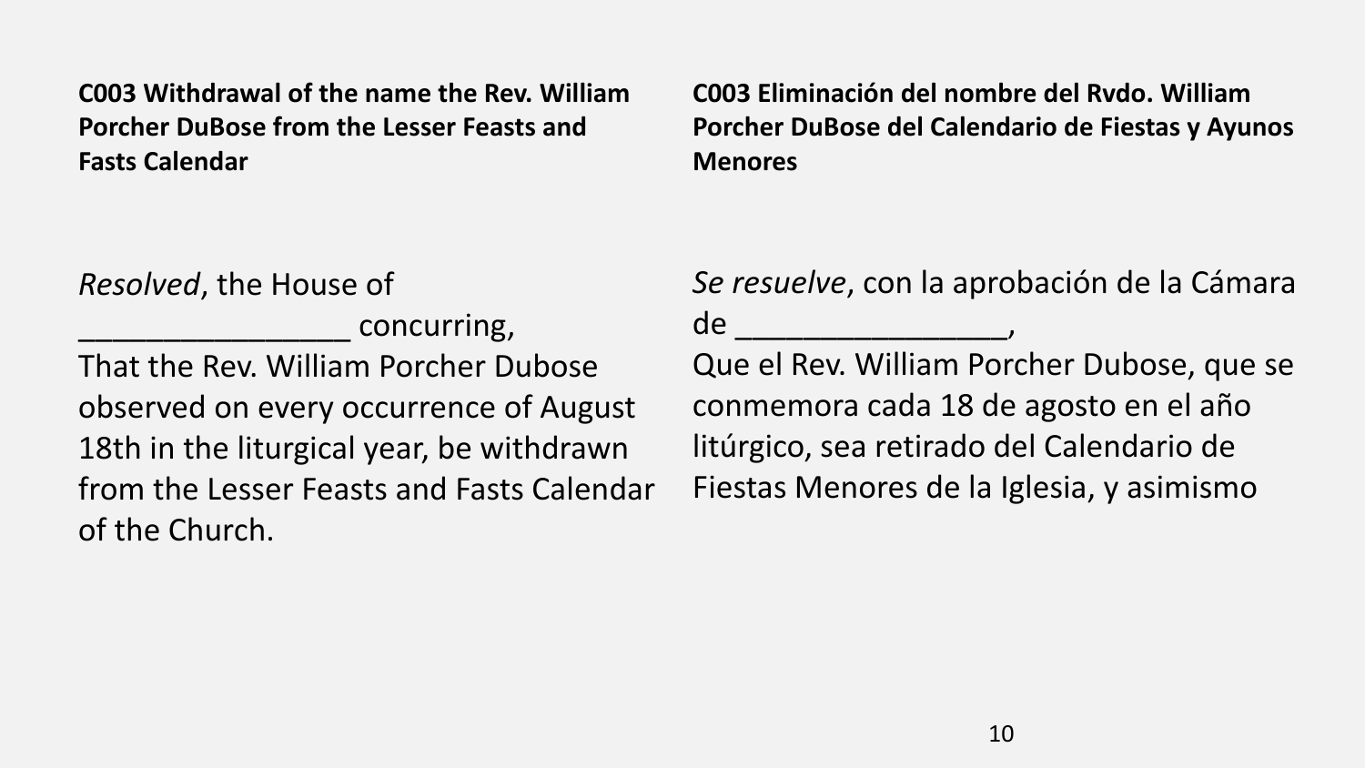**C003 Withdrawal of the name the Rev. William Porcher DuBose from the Lesser Feasts and Fasts Calendar**

*Resolved*, the House of ________________ concurring,
That the Rev. William Porcher Dubose observed on every occurrence of August 18th in the liturgical year, be withdrawn from the Lesser Feasts and Fasts Calendar of the Church.

**C003 Eliminación del nombre del Rvdo. William Porcher DuBose del Calendario de Fiestas y Ayunos Menores**

*Se resuelve*, con la aprobación de la Cámara de ________________,
Que el Rev. William Porcher Dubose, que se conmemora cada 18 de agosto en el año litúrgico, sea retirado del Calendario de Fiestas Menores de la Iglesia, y asimismo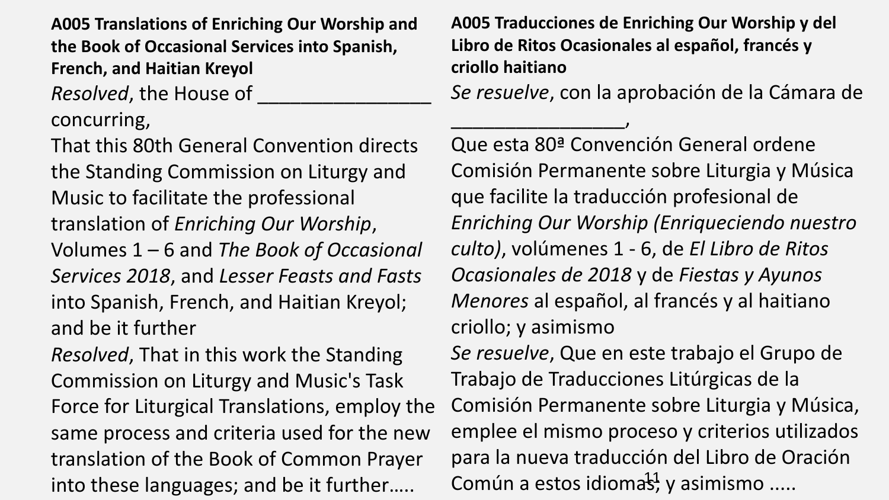**A005 Translations of Enriching Our Worship and the Book of Occasional Services into Spanish, French, and Haitian Kreyol**

*Resolved*, the House of _______________ concurring,

That this 80th General Convention directs the Standing Commission on Liturgy and Music to facilitate the professional translation of *Enriching Our Worship*, Volumes 1 – 6 and *The Book of Occasional Services 2018*, and *Lesser Feasts and Fasts* into Spanish, French, and Haitian Kreyol; and be it further

*Resolved*, That in this work the Standing Commission on Liturgy and Music's Task Force for Liturgical Translations, employ the same process and criteria used for the new translation of the Book of Common Prayer into these languages; and be it further…..

**A005 Traducciones de Enriching Our Worship y del Libro de Ritos Ocasionales al español, francés y criollo haitiano**

*Se resuelve*, con la aprobación de la Cámara de _______________,

Que esta 80ª Convención General ordene Comisión Permanente sobre Liturgia y Música que facilite la traducción profesional de *Enriching Our Worship (Enriqueciendo nuestro culto)*, volúmenes 1 - 6, de *El Libro de Ritos Ocasionales de 2018* y de *Fiestas y Ayunos Menores* al español, al francés y al haitiano criollo; y asimismo

*Se resuelve*, Que en este trabajo el Grupo de Trabajo de Traducciones Litúrgicas de la Comisión Permanente sobre Liturgia y Música, emplee el mismo proceso y criterios utilizados para la nueva traducción del Libro de Oración Común a estos idiomas; y asimismo .....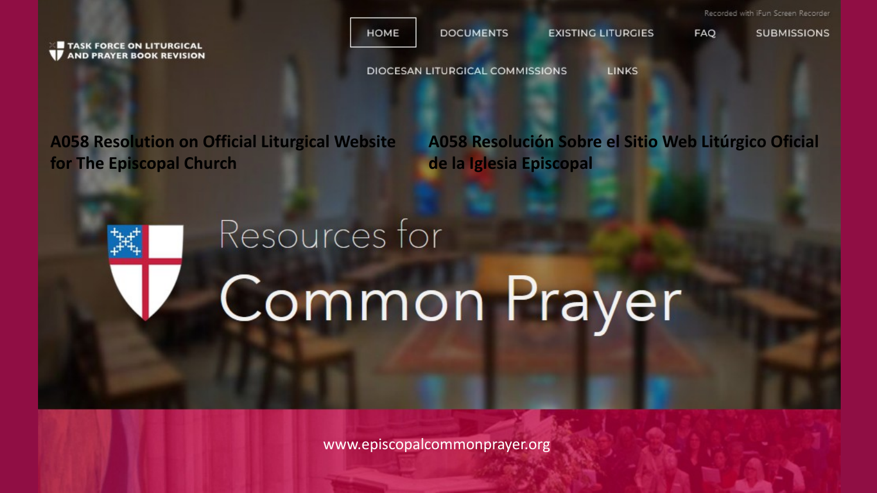TASK FORCE ON LITURGICAL AND PRAYER BOOK REVISION

HOME | DOCUMENTS | EXISTING LITURGIES | FAQ | SUBMISSIONS | DIOCESAN LITURGICAL COMMISSIONS | LINKS

**A058 Resolution on Official Liturgical Website for The Episcopal Church**

**A058 Resolución Sobre el Sitio Web Litúrgico Oficial de la Iglesia Episcopal**

Resources for

# Common Prayer

www.episcopalcommonprayer.org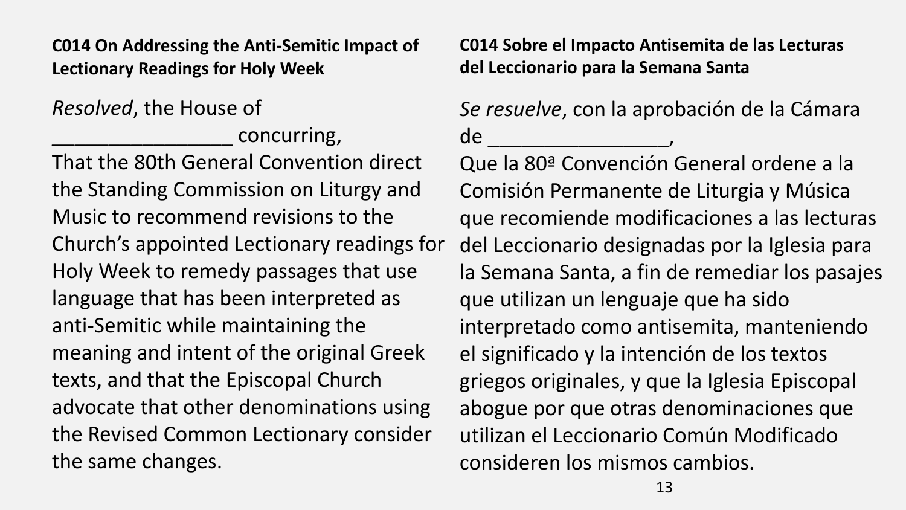**C014 On Addressing the Anti-Semitic Impact of Lectionary Readings for Holy Week**

*Resolved*, the House of ________________ concurring,
That the 80th General Convention direct the Standing Commission on Liturgy and Music to recommend revisions to the Church's appointed Lectionary readings for Holy Week to remedy passages that use language that has been interpreted as anti-Semitic while maintaining the meaning and intent of the original Greek texts, and that the Episcopal Church advocate that other denominations using the Revised Common Lectionary consider the same changes.

**C014 Sobre el Impacto Antisemita de las Lecturas del Leccionario para la Semana Santa**

*Se resuelve*, con la aprobación de la Cámara de ________________,
Que la 80ª Convención General ordene a la Comisión Permanente de Liturgia y Música que recomiende modificaciones a las lecturas del Leccionario designadas por la Iglesia para la Semana Santa, a fin de remediar los pasajes que utilizan un lenguaje que ha sido interpretado como antisemita, manteniendo el significado y la intención de los textos griegos originales, y que la Iglesia Episcopal abogue por que otras denominaciones que utilizan el Leccionario Común Modificado consideren los mismos cambios.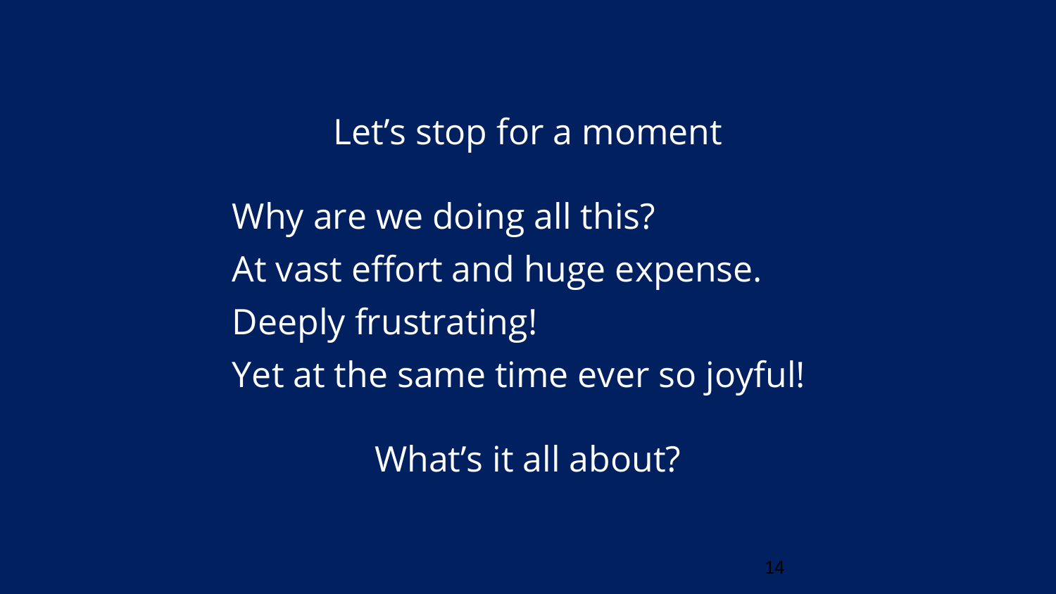## Let's stop for a moment

Why are we doing all this?
At vast effort and huge expense.
Deeply frustrating!
Yet at the same time ever so joyful!

What's it all about?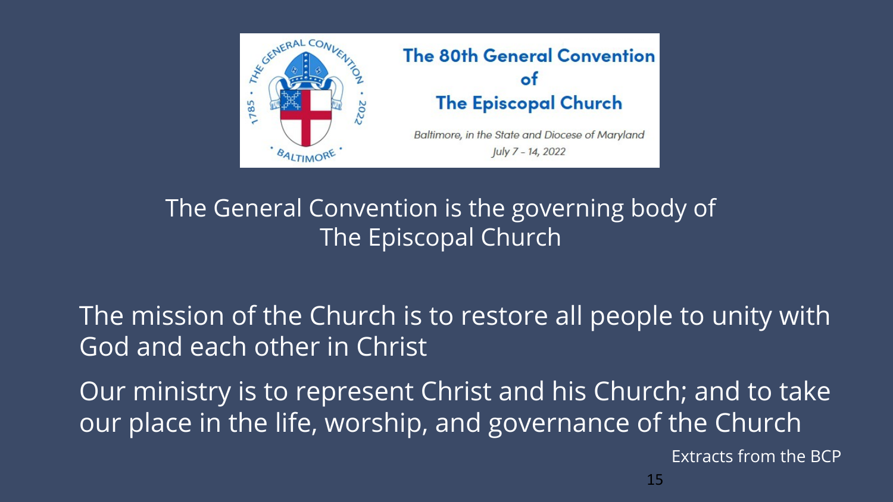# The 80th General Convention of The Episcopal Church

*Baltimore, in the State and Diocese of Maryland*
*July 7 - 14, 2022*

The General Convention is the governing body of The Episcopal Church

The mission of the Church is to restore all people to unity with God and each other in Christ

Our ministry is to represent Christ and his Church; and to take our place in the life, worship, and governance of the Church

Extracts from the BCP